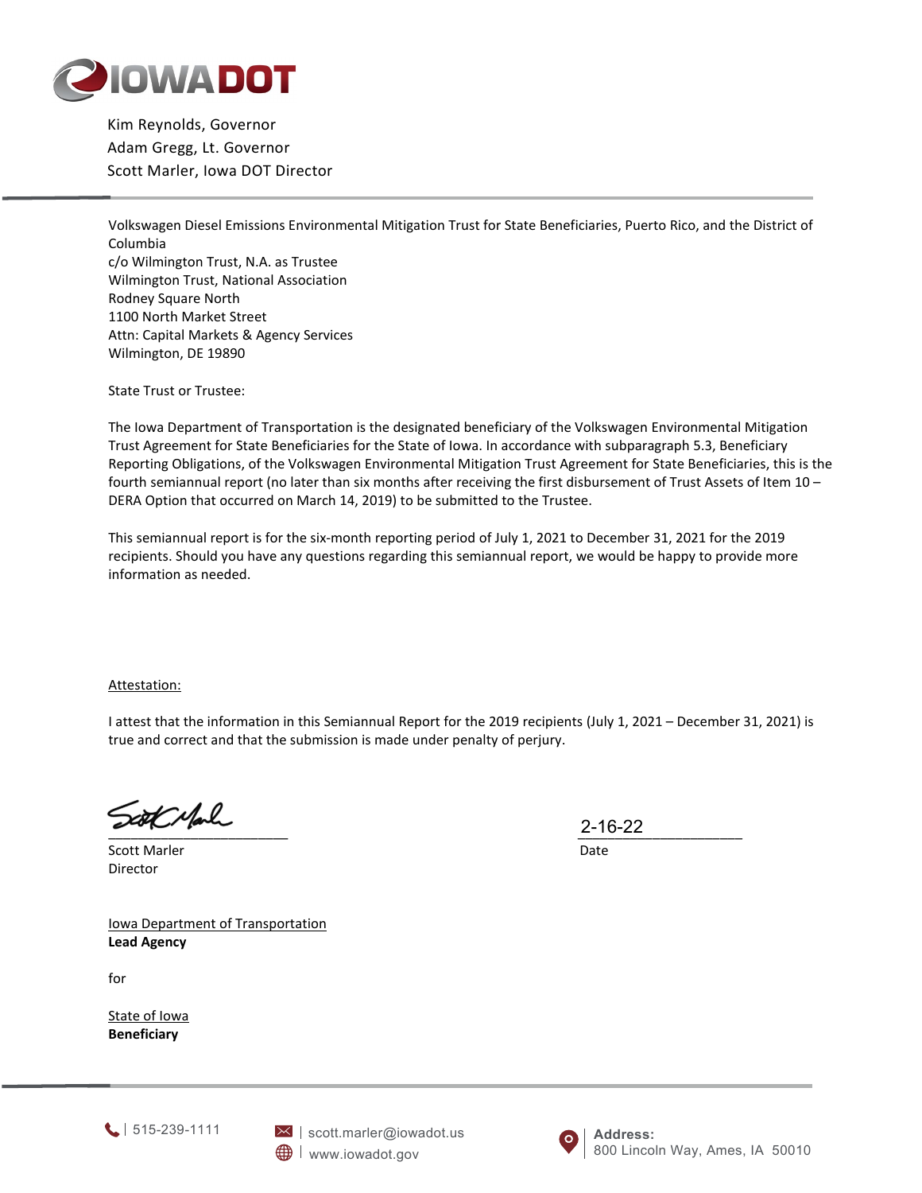IOWA DOT

Kim Reynolds, Governor
Adam Gregg, Lt. Governor
Scott Marler, Iowa DOT Director

Volkswagen Diesel Emissions Environmental Mitigation Trust for State Beneficiaries, Puerto Rico, and the District of Columbia
c/o Wilmington Trust, N.A. as Trustee
Wilmington Trust, National Association
Rodney Square North
1100 North Market Street
Attn: Capital Markets & Agency Services
Wilmington, DE 19890

State Trust or Trustee:

The Iowa Department of Transportation is the designated beneficiary of the Volkswagen Environmental Mitigation Trust Agreement for State Beneficiaries for the State of Iowa. In accordance with subparagraph 5.3, Beneficiary Reporting Obligations, of the Volkswagen Environmental Mitigation Trust Agreement for State Beneficiaries, this is the fourth semiannual report (no later than six months after receiving the first disbursement of Trust Assets of Item 10 – DERA Option that occurred on March 14, 2019) to be submitted to the Trustee.

This semiannual report is for the six-month reporting period of July 1, 2021 to December 31, 2021 for the 2019 recipients. Should you have any questions regarding this semiannual report, we would be happy to provide more information as needed.

Attestation:

I attest that the information in this Semiannual Report for the 2019 recipients (July 1, 2021 – December 31, 2021) is true and correct and that the submission is made under penalty of perjury.

Scott Marler
Director

2-16-22
Date

Iowa Department of Transportation
**Lead Agency**

for

State of Iowa
**Beneficiary**

515-239-1111 | scott.marler@iowadot.us | www.iowadot.gov | **Address:** 800 Lincoln Way, Ames, IA 50010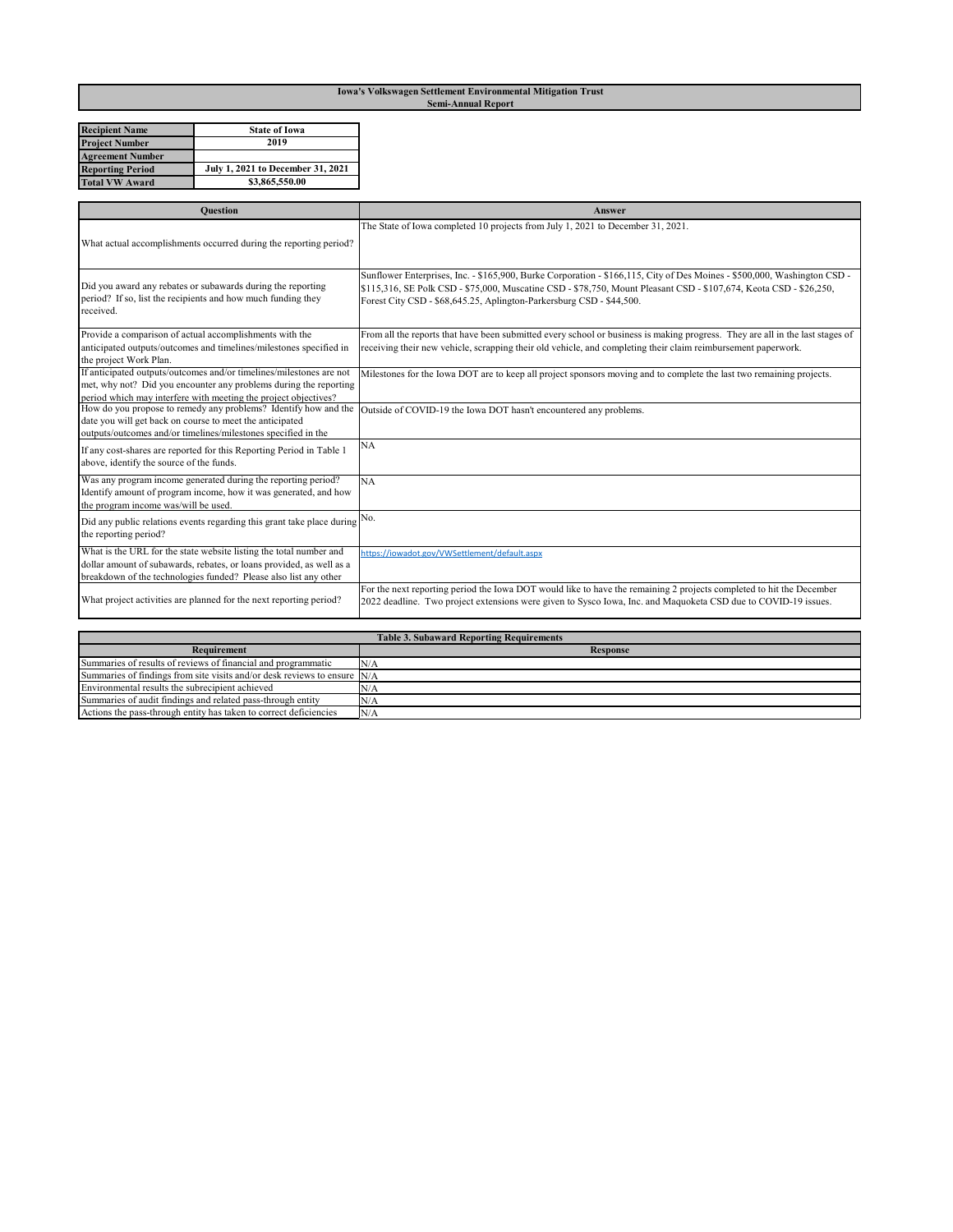**Iowa's Volkswagen Settlement Environmental Mitigation Trust**
**Semi-Annual Report**

| Recipient Name | State of Iowa |
|---|---|
| Project Number | 2019 |
| Agreement Number | |
| Reporting Period | July 1, 2021 to December 31, 2021 |
| Total VW Award | $3,865,550.00 |

| Question | Answer |
|---|---|
| What actual accomplishments occurred during the reporting period? | The State of Iowa completed 10 projects from July 1, 2021 to December 31, 2021. |
| Did you award any rebates or subawards during the reporting period? If so, list the recipients and how much funding they received. | Sunflower Enterprises, Inc. - $165,900, Burke Corporation - $166,115, City of Des Moines - $500,000, Washington CSD - $115,316, SE Polk CSD - $75,000, Muscatine CSD - $78,750, Mount Pleasant CSD - $107,674, Keota CSD - $26,250, Forest City CSD - $68,645.25, Aplington-Parkersburg CSD - $44,500. |
| Provide a comparison of actual accomplishments with the anticipated outputs/outcomes and timelines/milestones specified in the project Work Plan. | From all the reports that have been submitted every school or business is making progress. They are all in the last stages of receiving their new vehicle, scrapping their old vehicle, and completing their claim reimbursement paperwork. |
| If anticipated outputs/outcomes and/or timelines/milestones are not met, why not? Did you encounter any problems during the reporting period which may interfere with meeting the project objectives? | Milestones for the Iowa DOT are to keep all project sponsors moving and to complete the last two remaining projects. |
| How do you propose to remedy any problems? Identify how and the date you will get back on course to meet the anticipated outputs/outcomes and/or timelines/milestones specified in the | Outside of COVID-19 the Iowa DOT hasn't encountered any problems. |
| If any cost-shares are reported for this Reporting Period in Table 1 above, identify the source of the funds. | NA |
| Was any program income generated during the reporting period? Identify amount of program income, how it was generated, and how the program income was/will be used. | NA |
| Did any public relations events regarding this grant take place during the reporting period? | No. |
| What is the URL for the state website listing the total number and dollar amount of subawards, rebates, or loans provided, as well as a breakdown of the technologies funded? Please also list any other | https://iowadot.gov/VWSettlement/default.aspx |
| What project activities are planned for the next reporting period? | For the next reporting period the Iowa DOT would like to have the remaining 2 projects completed to hit the December 2022 deadline. Two project extensions were given to Sysco Iowa, Inc. and Maquoketa CSD due to COVID-19 issues. |

**Table 3. Subaward Reporting Requirements**

| Requirement | Response |
|---|---|
| Summaries of results of reviews of financial and programmatic | N/A |
| Summaries of findings from site visits and/or desk reviews to ensure | N/A |
| Environmental results the subrecipient achieved | N/A |
| Summaries of audit findings and related pass-through entity | N/A |
| Actions the pass-through entity has taken to correct deficiencies | N/A |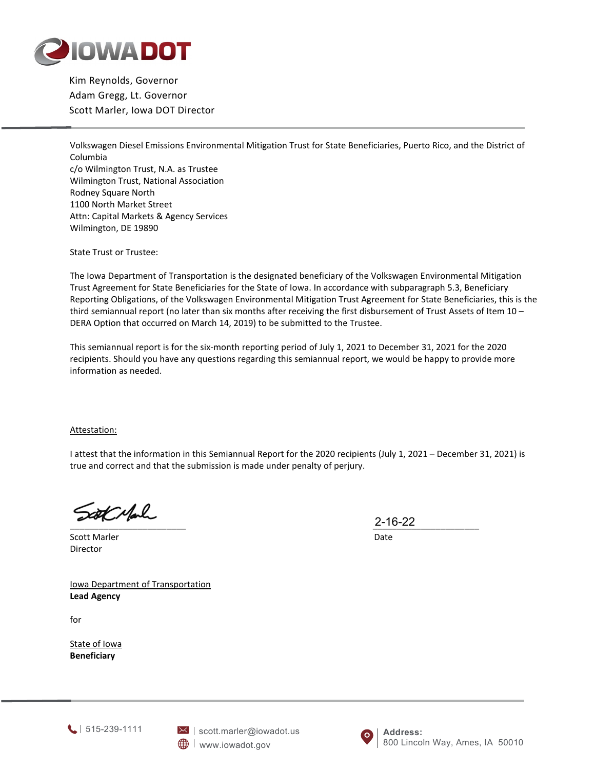# IOWA DOT

Kim Reynolds, Governor
Adam Gregg, Lt. Governor
Scott Marler, Iowa DOT Director

---

Volkswagen Diesel Emissions Environmental Mitigation Trust for State Beneficiaries, Puerto Rico, and the District of Columbia
c/o Wilmington Trust, N.A. as Trustee
Wilmington Trust, National Association
Rodney Square North
1100 North Market Street
Attn: Capital Markets & Agency Services
Wilmington, DE 19890

State Trust or Trustee:

The Iowa Department of Transportation is the designated beneficiary of the Volkswagen Environmental Mitigation Trust Agreement for State Beneficiaries for the State of Iowa. In accordance with subparagraph 5.3, Beneficiary Reporting Obligations, of the Volkswagen Environmental Mitigation Trust Agreement for State Beneficiaries, this is the third semiannual report (no later than six months after receiving the first disbursement of Trust Assets of Item 10 – DERA Option that occurred on March 14, 2019) to be submitted to the Trustee.

This semiannual report is for the six-month reporting period of July 1, 2021 to December 31, 2021 for the 2020 recipients. Should you have any questions regarding this semiannual report, we would be happy to provide more information as needed.

Attestation:

I attest that the information in this Semiannual Report for the 2020 recipients (July 1, 2021 – December 31, 2021) is true and correct and that the submission is made under penalty of perjury.

Scott Marler _____________________ 2-16-22 _____________________

Scott Marler
Director

Date

Iowa Department of Transportation
**Lead Agency**

for

State of Iowa
**Beneficiary**

---

515-239-1111 | scott.marler@iowadot.us | www.iowadot.gov | **Address:** 800 Lincoln Way, Ames, IA 50010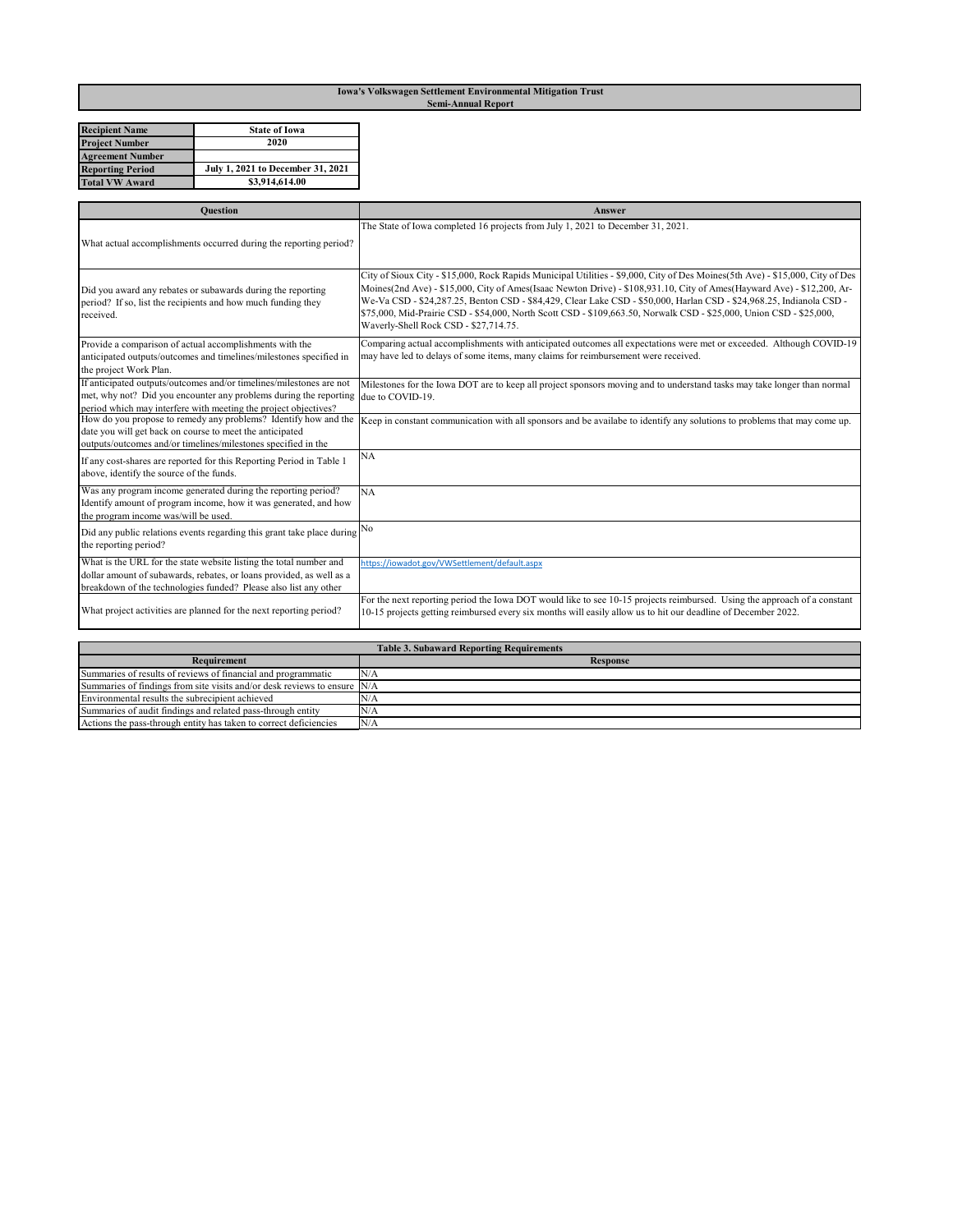# Iowa's Volkswagen Settlement Environmental Mitigation Trust
## Semi-Annual Report

| Recipient Name | State of Iowa |
|---|---|
| Project Number | 2020 |
| Agreement Number | |
| Reporting Period | July 1, 2021 to December 31, 2021 |
| Total VW Award | $3,914,614.00 |

| Question | Answer |
|---|---|
| What actual accomplishments occurred during the reporting period? | The State of Iowa completed 16 projects from July 1, 2021 to December 31, 2021. |
| Did you award any rebates or subawards during the reporting period? If so, list the recipients and how much funding they received. | City of Sioux City - $15,000, Rock Rapids Municipal Utilities - $9,000, City of Des Moines(5th Ave) - $15,000, City of Des Moines(2nd Ave) - $15,000, City of Ames(Isaac Newton Drive) - $108,931.10, City of Ames(Hayward Ave) - $12,200, Ar-We-Va CSD - $24,287.25, Benton CSD - $84,429, Clear Lake CSD - $50,000, Harlan CSD - $24,968.25, Indianola CSD - $75,000, Mid-Prairie CSD - $54,000, North Scott CSD - $109,663.50, Norwalk CSD - $25,000, Union CSD - $25,000, Waverly-Shell Rock CSD - $27,714.75. |
| Provide a comparison of actual accomplishments with the anticipated outputs/outcomes and timelines/milestones specified in the project Work Plan. | Comparing actual accomplishments with anticipated outcomes all expectations were met or exceeded. Although COVID-19 may have led to delays of some items, many claims for reimbursement were received. |
| If anticipated outputs/outcomes and/or timelines/milestones are not met, why not? Did you encounter any problems during the reporting period which may interfere with meeting the project objectives? | Milestones for the Iowa DOT are to keep all project sponsors moving and to understand tasks may take longer than normal due to COVID-19. |
| How do you propose to remedy any problems? Identify how and the date you will get back on course to meet the anticipated outputs/outcomes and/or timelines/milestones specified in the | Keep in constant communication with all sponsors and be availabe to identify any solutions to problems that may come up. |
| If any cost-shares are reported for this Reporting Period in Table 1 above, identify the source of the funds. | NA |
| Was any program income generated during the reporting period? Identify amount of program income, how it was generated, and how the program income was/will be used. | NA |
| Did any public relations events regarding this grant take place during the reporting period? | No |
| What is the URL for the state website listing the total number and dollar amount of subawards, rebates, or loans provided, as well as a breakdown of the technologies funded? Please also list any other | https://iowadot.gov/VWSettlement/default.aspx |
| What project activities are planned for the next reporting period? | For the next reporting period the Iowa DOT would like to see 10-15 projects reimbursed. Using the approach of a constant 10-15 projects getting reimbursed every six months will easily allow us to hit our deadline of December 2022. |

**Table 3. Subaward Reporting Requirements**

| Requirement | Response |
|---|---|
| Summaries of results of reviews of financial and programmatic | N/A |
| Summaries of findings from site visits and/or desk reviews to ensure | N/A |
| Environmental results the subrecipient achieved | N/A |
| Summaries of audit findings and related pass-through entity | N/A |
| Actions the pass-through entity has taken to correct deficiencies | N/A |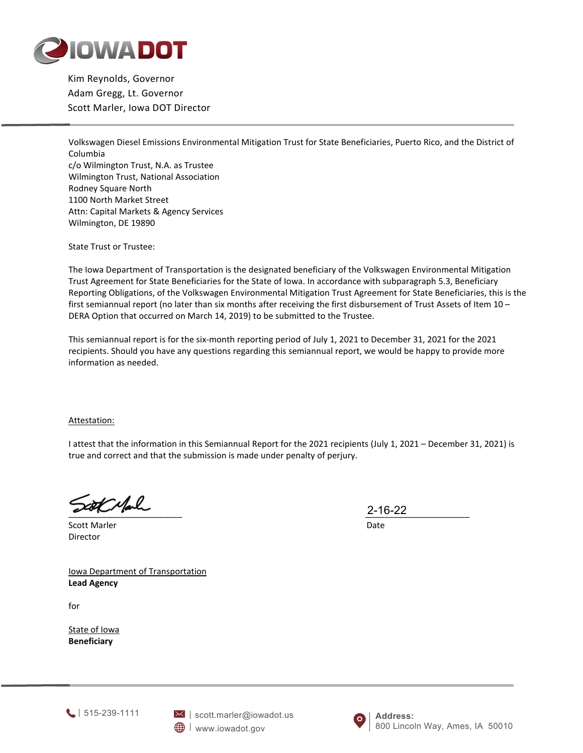IOWA DOT

Kim Reynolds, Governor
Adam Gregg, Lt. Governor
Scott Marler, Iowa DOT Director

Volkswagen Diesel Emissions Environmental Mitigation Trust for State Beneficiaries, Puerto Rico, and the District of Columbia
c/o Wilmington Trust, N.A. as Trustee
Wilmington Trust, National Association
Rodney Square North
1100 North Market Street
Attn: Capital Markets & Agency Services
Wilmington, DE 19890

State Trust or Trustee:

The Iowa Department of Transportation is the designated beneficiary of the Volkswagen Environmental Mitigation Trust Agreement for State Beneficiaries for the State of Iowa. In accordance with subparagraph 5.3, Beneficiary Reporting Obligations, of the Volkswagen Environmental Mitigation Trust Agreement for State Beneficiaries, this is the first semiannual report (no later than six months after receiving the first disbursement of Trust Assets of Item 10 – DERA Option that occurred on March 14, 2019) to be submitted to the Trustee.

This semiannual report is for the six-month reporting period of July 1, 2021 to December 31, 2021 for the 2021 recipients. Should you have any questions regarding this semiannual report, we would be happy to provide more information as needed.

Attestation:

I attest that the information in this Semiannual Report for the 2021 recipients (July 1, 2021 – December 31, 2021) is true and correct and that the submission is made under penalty of perjury.

_______________________ 2-16-22

Scott Marler Date
Director

Iowa Department of Transportation
**Lead Agency**

for

State of Iowa
**Beneficiary**

515-239-1111 | scott.marler@iowadot.us | www.iowadot.gov | **Address:** 800 Lincoln Way, Ames, IA 50010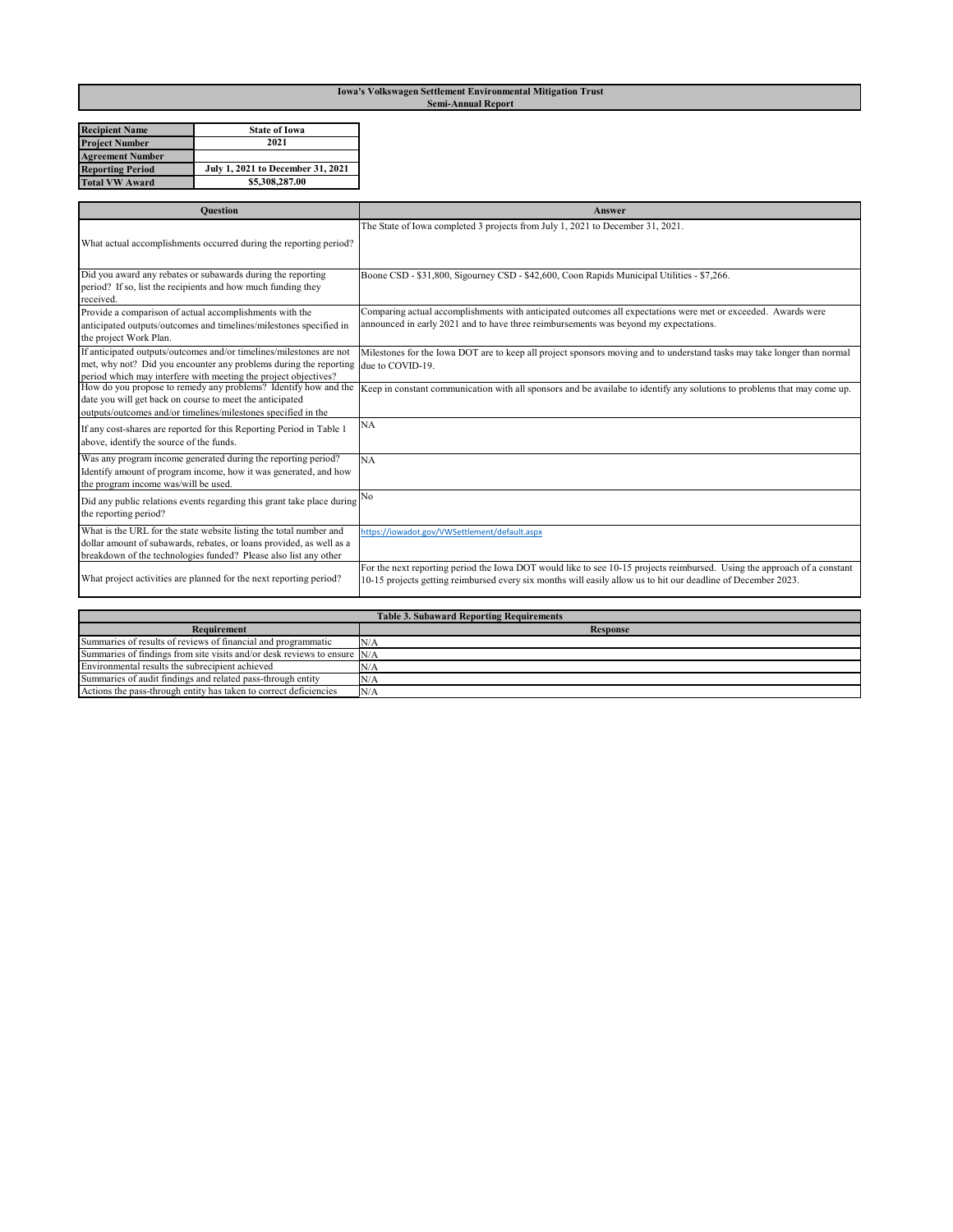**Iowa's Volkswagen Settlement Environmental Mitigation Trust**
**Semi-Annual Report**

| | |
|---|---|
| **Recipient Name** | **State of Iowa** |
| **Project Number** | **2021** |
| **Agreement Number** | |
| **Reporting Period** | **July 1, 2021 to December 31, 2021** |
| **Total VW Award** | **$5,308,287.00** |

| Question | Answer |
|---|---|
| What actual accomplishments occurred during the reporting period? | The State of Iowa completed 3 projects from July 1, 2021 to December 31, 2021. |
| Did you award any rebates or subawards during the reporting period? If so, list the recipients and how much funding they received. | Boone CSD - $31,800, Sigourney CSD - $42,600, Coon Rapids Municipal Utilities - $7,266. |
| Provide a comparison of actual accomplishments with the anticipated outputs/outcomes and timelines/milestones specified in the project Work Plan. | Comparing actual accomplishments with anticipated outcomes all expectations were met or exceeded. Awards were announced in early 2021 and to have three reimbursements was beyond my expectations. |
| If anticipated outputs/outcomes and/or timelines/milestones are not met, why not? Did you encounter any problems during the reporting period which may interfere with meeting the project objectives? | Milestones for the Iowa DOT are to keep all project sponsors moving and to understand tasks may take longer than normal due to COVID-19. |
| How do you propose to remedy any problems? Identify how and the date you will get back on course to meet the anticipated outputs/outcomes and/or timelines/milestones specified in the | Keep in constant communication with all sponsors and be availabe to identify any solutions to problems that may come up. |
| If any cost-shares are reported for this Reporting Period in Table 1 above, identify the source of the funds. | NA |
| Was any program income generated during the reporting period? Identify amount of program income, how it was generated, and how the program income was/will be used. | NA |
| Did any public relations events regarding this grant take place during the reporting period? | No |
| What is the URL for the state website listing the total number and dollar amount of subawards, rebates, or loans provided, as well as a breakdown of the technologies funded? Please also list any other | https://iowadot.gov/VWSettlement/default.aspx |
| What project activities are planned for the next reporting period? | For the next reporting period the Iowa DOT would like to see 10-15 projects reimbursed. Using the approach of a constant 10-15 projects getting reimbursed every six months will easily allow us to hit our deadline of December 2023. |

**Table 3. Subaward Reporting Requirements**

| Requirement | Response |
|---|---|
| Summaries of results of reviews of financial and programmatic | N/A |
| Summaries of findings from site visits and/or desk reviews to ensure | N/A |
| Environmental results the subrecipient achieved | N/A |
| Summaries of audit findings and related pass-through entity | N/A |
| Actions the pass-through entity has taken to correct deficiencies | N/A |